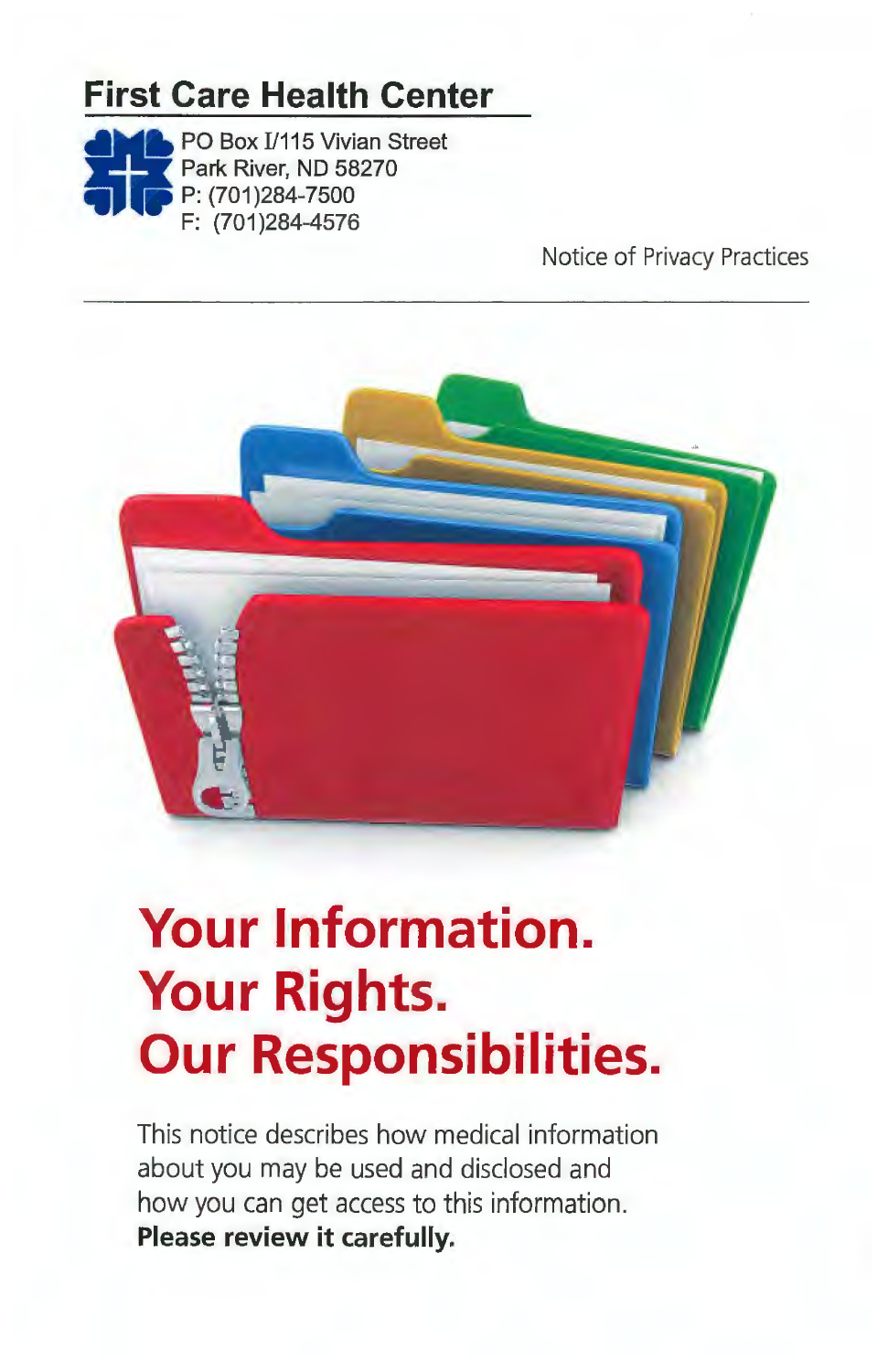## First Care Health Center

PO Box I/115 Vivian Street
Park River, ND 58270
P: (701)284-7500
F: (701)284-4576

Notice of Privacy Practices

# Your Information. Your Rights. Our Responsibilities.

This notice describes how medical information about you may be used and disclosed and how you can get access to this information. **Please review it carefully.**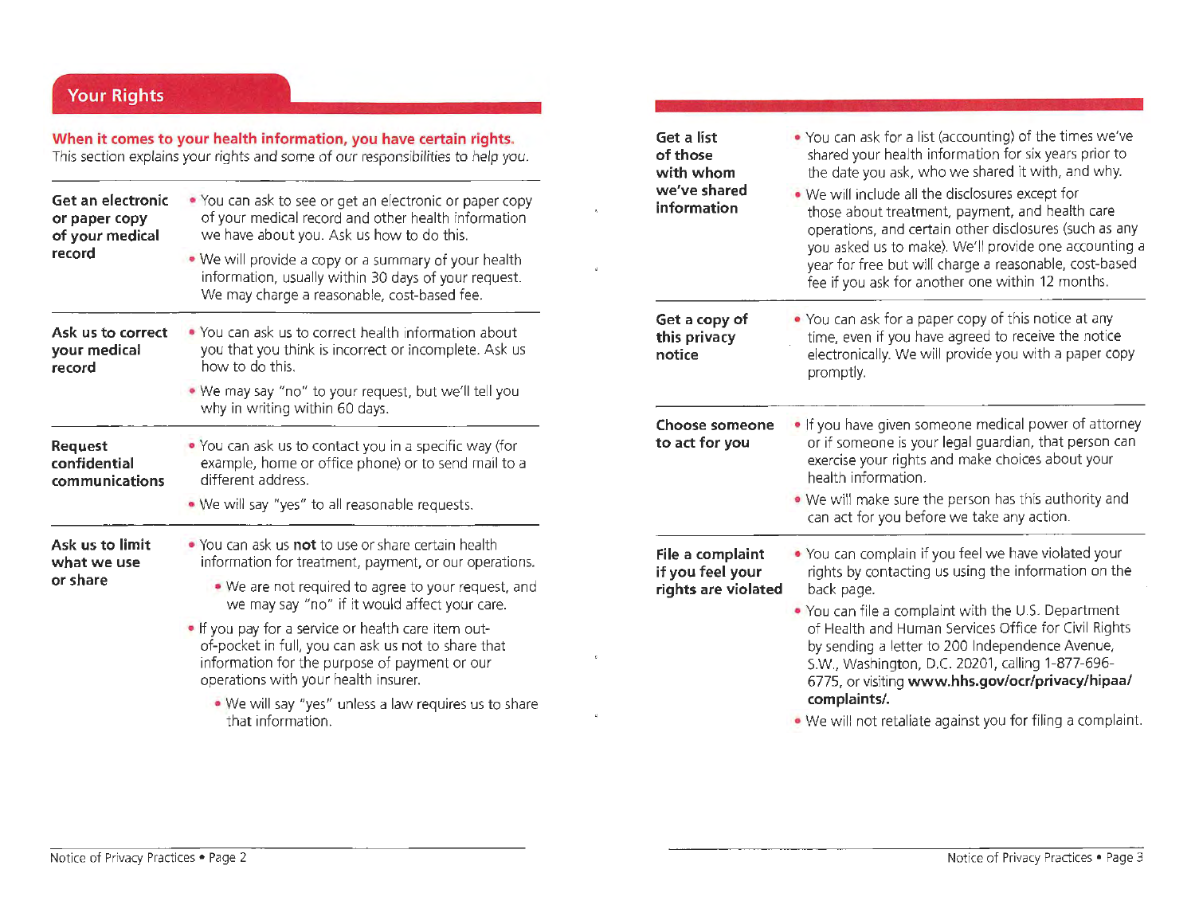## Your Rights

**When it comes to your health information, you have certain rights.**
This section explains your rights and some of our responsibilities to help you.

**Get an electronic or paper copy of your medical record**

- You can ask to see or get an electronic or paper copy of your medical record and other health information we have about you. Ask us how to do this.
- We will provide a copy or a summary of your health information, usually within 30 days of your request. We may charge a reasonable, cost-based fee.

**Ask us to correct your medical record**

- You can ask us to correct health information about you that you think is incorrect or incomplete. Ask us how to do this.
- We may say "no" to your request, but we'll tell you why in writing within 60 days.

**Request confidential communications**

- You can ask us to contact you in a specific way (for example, home or office phone) or to send mail to a different address.
- We will say "yes" to all reasonable requests.

**Ask us to limit what we use or share**

- You can ask us **not** to use or share certain health information for treatment, payment, or our operations.
  - We are not required to agree to your request, and we may say "no" if it would affect your care.
- If you pay for a service or health care item out-of-pocket in full, you can ask us not to share that information for the purpose of payment or our operations with your health insurer.
  - We will say "yes" unless a law requires us to share that information.

**Get a list of those with whom we've shared information**

- You can ask for a list (accounting) of the times we've shared your health information for six years prior to the date you ask, who we shared it with, and why.
- We will include all the disclosures except for those about treatment, payment, and health care operations, and certain other disclosures (such as any you asked us to make). We'll provide one accounting a year for free but will charge a reasonable, cost-based fee if you ask for another one within 12 months.

**Get a copy of this privacy notice**

- You can ask for a paper copy of this notice at any time, even if you have agreed to receive the notice electronically. We will provide you with a paper copy promptly.

**Choose someone to act for you**

- If you have given someone medical power of attorney or if someone is your legal guardian, that person can exercise your rights and make choices about your health information.
- We will make sure the person has this authority and can act for you before we take any action.

**File a complaint if you feel your rights are violated**

- You can complain if you feel we have violated your rights by contacting us using the information on the back page.
- You can file a complaint with the U.S. Department of Health and Human Services Office for Civil Rights by sending a letter to 200 Independence Avenue, S.W., Washington, D.C. 20201, calling 1-877-696-6775, or visiting **www.hhs.gov/ocr/privacy/hipaa/complaints/.**
- We will not retaliate against you for filing a complaint.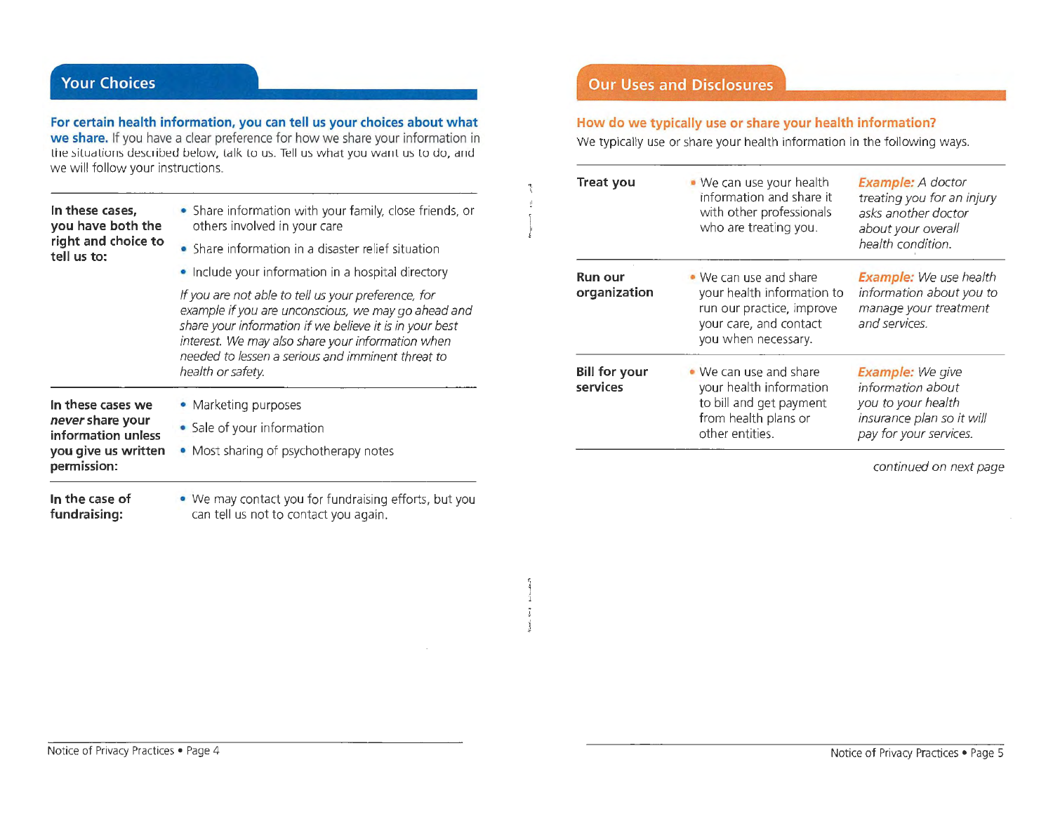## Your Choices

**For certain health information, you can tell us your choices about what we share.** If you have a clear preference for how we share your information in the situations described below, talk to us. Tell us what you want us to do, and we will follow your instructions.

| | |
|---|---|
| **In these cases, you have both the right and choice to tell us to:** | • Share information with your family, close friends, or others involved in your care<br>• Share information in a disaster relief situation<br>• Include your information in a hospital directory<br>*If you are not able to tell us your preference, for example if you are unconscious, we may go ahead and share your information if we believe it is in your best interest. We may also share your information when needed to lessen a serious and imminent threat to health or safety.* |
| **In these cases we *never* share your information unless you give us written permission:** | • Marketing purposes<br>• Sale of your information<br>• Most sharing of psychotherapy notes |
| **In the case of fundraising:** | • We may contact you for fundraising efforts, but you can tell us not to contact you again. |

## Our Uses and Disclosures

**How do we typically use or share your health information?**

We typically use or share your health information in the following ways.

| | | |
|---|---|---|
| **Treat you** | • We can use your health information and share it with other professionals who are treating you. | ***Example:*** *A doctor treating you for an injury asks another doctor about your overall health condition.* |
| **Run our organization** | • We can use and share your health information to run our practice, improve your care, and contact you when necessary. | ***Example:*** *We use health information about you to manage your treatment and services.* |
| **Bill for your services** | • We can use and share your health information to bill and get payment from health plans or other entities. | ***Example:*** *We give information about you to your health insurance plan so it will pay for your services.* |

*continued on next page*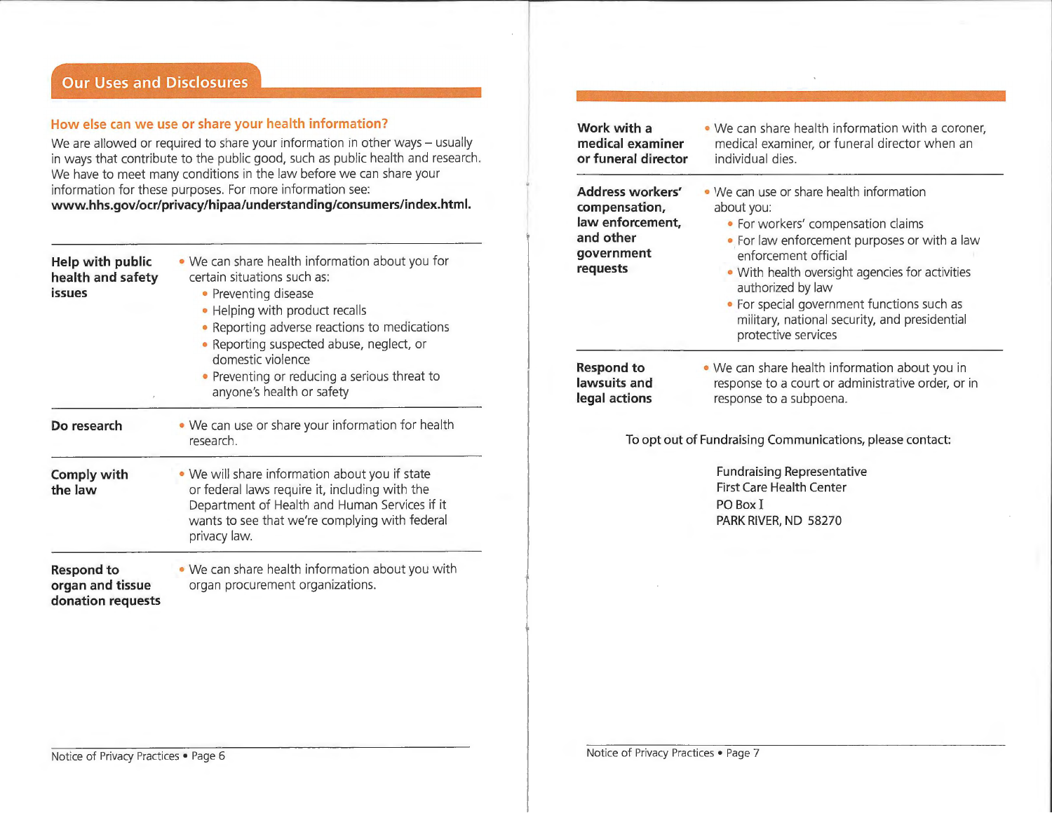## Our Uses and Disclosures

### How else can we use or share your health information?

We are allowed or required to share your information in other ways – usually in ways that contribute to the public good, such as public health and research. We have to meet many conditions in the law before we can share your information for these purposes. For more information see: **www.hhs.gov/ocr/privacy/hipaa/understanding/consumers/index.html.**

| | |
|---|---|
| **Help with public health and safety issues** | • We can share health information about you for certain situations such as:<br>• Preventing disease<br>• Helping with product recalls<br>• Reporting adverse reactions to medications<br>• Reporting suspected abuse, neglect, or domestic violence<br>• Preventing or reducing a serious threat to anyone's health or safety |
| **Do research** | • We can use or share your information for health research. |
| **Comply with the law** | • We will share information about you if state or federal laws require it, including with the Department of Health and Human Services if it wants to see that we're complying with federal privacy law. |
| **Respond to organ and tissue donation requests** | • We can share health information about you with organ procurement organizations. |
| **Work with a medical examiner or funeral director** | • We can share health information with a coroner, medical examiner, or funeral director when an individual dies. |
| **Address workers' compensation, law enforcement, and other government requests** | • We can use or share health information about you:<br>• For workers' compensation claims<br>• For law enforcement purposes or with a law enforcement official<br>• With health oversight agencies for activities authorized by law<br>• For special government functions such as military, national security, and presidential protective services |
| **Respond to lawsuits and legal actions** | • We can share health information about you in response to a court or administrative order, or in response to a subpoena. |

To opt out of Fundraising Communications, please contact:

Fundraising Representative
First Care Health Center
PO Box I
PARK RIVER, ND 58270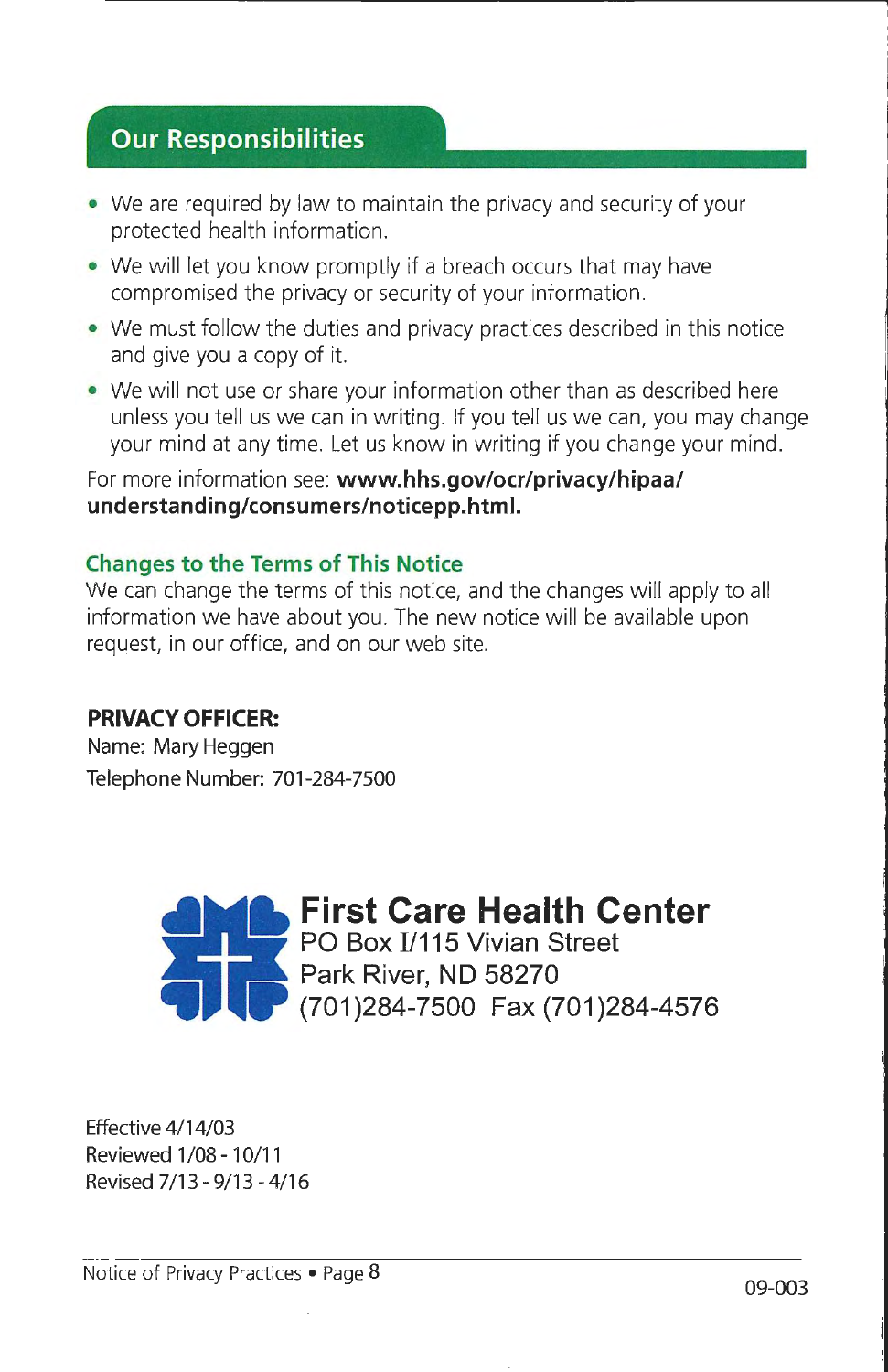## Our Responsibilities

- We are required by law to maintain the privacy and security of your protected health information.
- We will let you know promptly if a breach occurs that may have compromised the privacy or security of your information.
- We must follow the duties and privacy practices described in this notice and give you a copy of it.
- We will not use or share your information other than as described here unless you tell us we can in writing. If you tell us we can, you may change your mind at any time. Let us know in writing if you change your mind.

For more information see: **www.hhs.gov/ocr/privacy/hipaa/understanding/consumers/noticepp.html.**

### Changes to the Terms of This Notice

We can change the terms of this notice, and the changes will apply to all information we have about you. The new notice will be available upon request, in our office, and on our web site.

**PRIVACY OFFICER:**
Name: Mary Heggen
Telephone Number: 701-284-7500

**First Care Health Center**
PO Box I/115 Vivian Street
Park River, ND 58270
(701)284-7500 Fax (701)284-4576

Effective 4/14/03
Reviewed 1/08 - 10/11
Revised 7/13 - 9/13 - 4/16

09-003